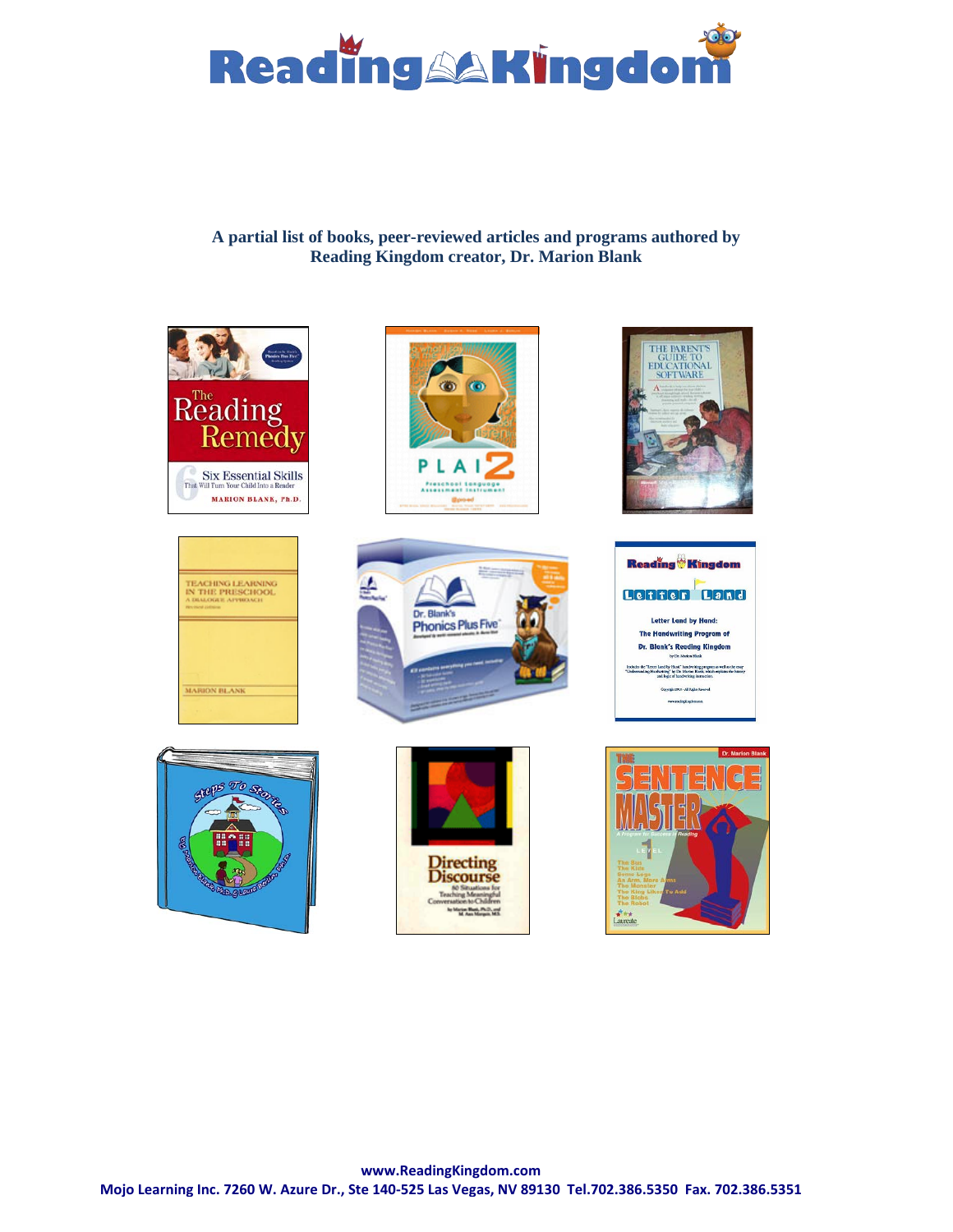# Reading Kingdom

**A partial list of books, peer-reviewed articles and programs authored by Reading Kingdom creator, Dr. Marion Blank**

**www.ReadingKingdom.com**

**Mojo Learning Inc. 7260 W. Azure Dr., Ste 140-525 Las Vegas, NV 89130 Tel.702.386.5350 Fax. 702.386.5351**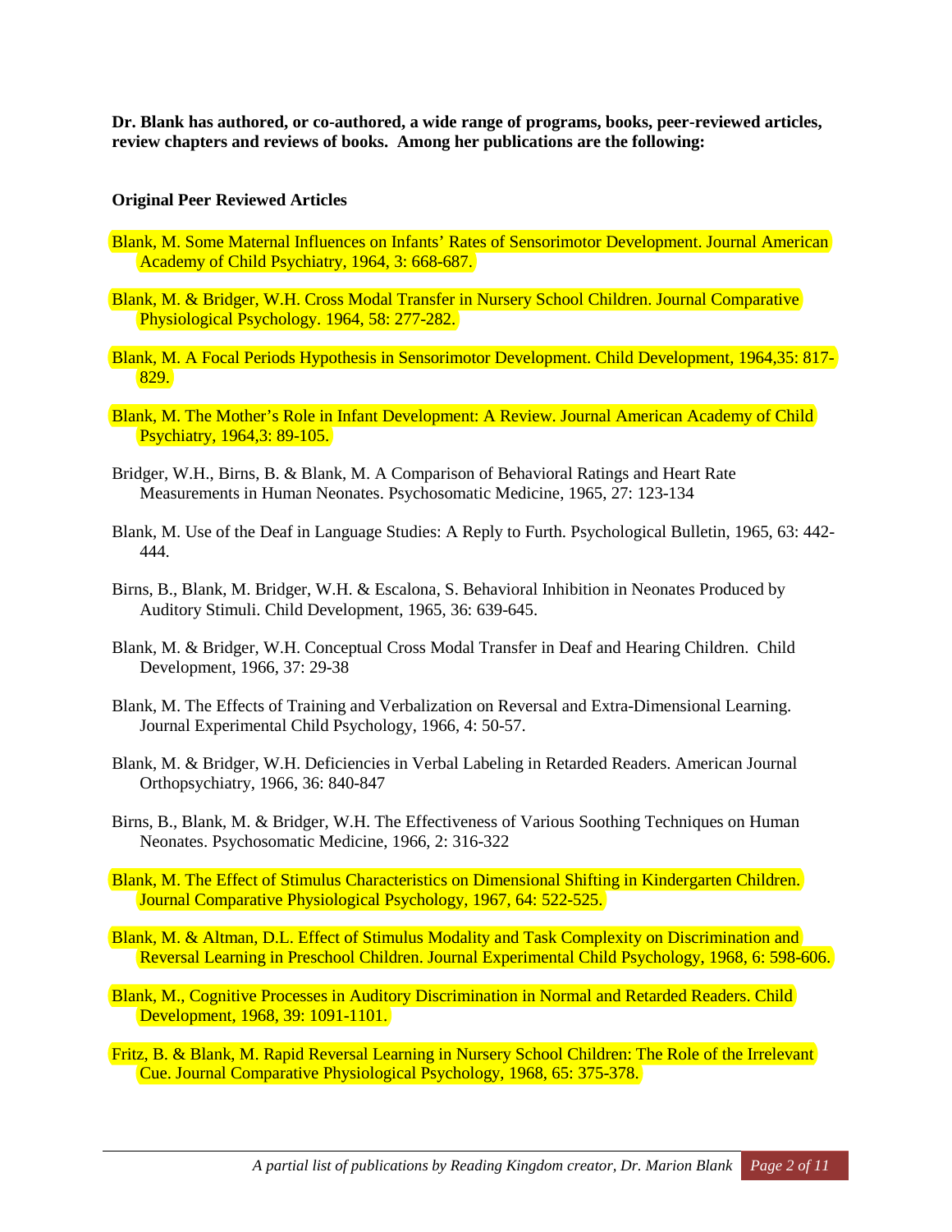**Dr. Blank has authored, or co-authored, a wide range of programs, books, peer-reviewed articles, review chapters and reviews of books. Among her publications are the following:**

**Original Peer Reviewed Articles**

Blank, M. Some Maternal Influences on Infants' Rates of Sensorimotor Development. Journal American Academy of Child Psychiatry, 1964, 3: 668-687.

Blank, M. & Bridger, W.H. Cross Modal Transfer in Nursery School Children. Journal Comparative Physiological Psychology. 1964, 58: 277-282.

Blank, M. A Focal Periods Hypothesis in Sensorimotor Development. Child Development, 1964,35: 817-829.

Blank, M. The Mother's Role in Infant Development: A Review. Journal American Academy of Child Psychiatry, 1964,3: 89-105.

Bridger, W.H., Birns, B. & Blank, M. A Comparison of Behavioral Ratings and Heart Rate Measurements in Human Neonates. Psychosomatic Medicine, 1965, 27: 123-134

Blank, M. Use of the Deaf in Language Studies: A Reply to Furth. Psychological Bulletin, 1965, 63: 442-444.

Birns, B., Blank, M. Bridger, W.H. & Escalona, S. Behavioral Inhibition in Neonates Produced by Auditory Stimuli. Child Development, 1965, 36: 639-645.

Blank, M. & Bridger, W.H. Conceptual Cross Modal Transfer in Deaf and Hearing Children. Child Development, 1966, 37: 29-38

Blank, M. The Effects of Training and Verbalization on Reversal and Extra-Dimensional Learning. Journal Experimental Child Psychology, 1966, 4: 50-57.

Blank, M. & Bridger, W.H. Deficiencies in Verbal Labeling in Retarded Readers. American Journal Orthopsychiatry, 1966, 36: 840-847

Birns, B., Blank, M. & Bridger, W.H. The Effectiveness of Various Soothing Techniques on Human Neonates. Psychosomatic Medicine, 1966, 2: 316-322

Blank, M. The Effect of Stimulus Characteristics on Dimensional Shifting in Kindergarten Children. Journal Comparative Physiological Psychology, 1967, 64: 522-525.

Blank, M. & Altman, D.L. Effect of Stimulus Modality and Task Complexity on Discrimination and Reversal Learning in Preschool Children. Journal Experimental Child Psychology, 1968, 6: 598-606.

Blank, M., Cognitive Processes in Auditory Discrimination in Normal and Retarded Readers. Child Development, 1968, 39: 1091-1101.

Fritz, B. & Blank, M. Rapid Reversal Learning in Nursery School Children: The Role of the Irrelevant Cue. Journal Comparative Physiological Psychology, 1968, 65: 375-378.

*A partial list of publications by Reading Kingdom creator, Dr. Marion Blank*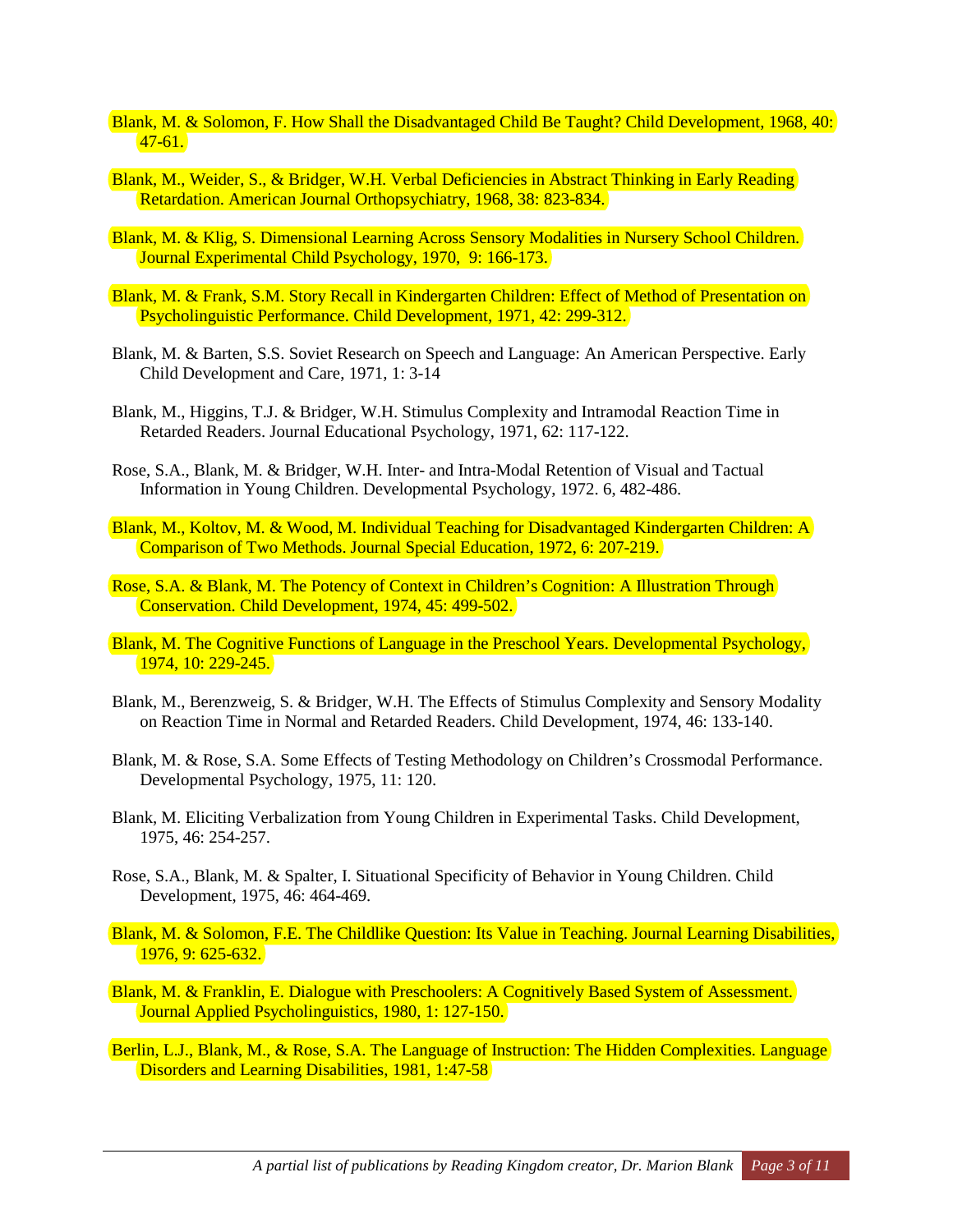Blank, M. & Solomon, F. How Shall the Disadvantaged Child Be Taught? Child Development, 1968, 40: 47-61.

Blank, M., Weider, S., & Bridger, W.H. Verbal Deficiencies in Abstract Thinking in Early Reading Retardation. American Journal Orthopsychiatry, 1968, 38: 823-834.

Blank, M. & Klig, S. Dimensional Learning Across Sensory Modalities in Nursery School Children. Journal Experimental Child Psychology, 1970, 9: 166-173.

Blank, M. & Frank, S.M. Story Recall in Kindergarten Children: Effect of Method of Presentation on Psycholinguistic Performance. Child Development, 1971, 42: 299-312.

Blank, M. & Barten, S.S. Soviet Research on Speech and Language: An American Perspective. Early Child Development and Care, 1971, 1: 3-14

Blank, M., Higgins, T.J. & Bridger, W.H. Stimulus Complexity and Intramodal Reaction Time in Retarded Readers. Journal Educational Psychology, 1971, 62: 117-122.

Rose, S.A., Blank, M. & Bridger, W.H. Inter- and Intra-Modal Retention of Visual and Tactual Information in Young Children. Developmental Psychology, 1972. 6, 482-486.

Blank, M., Koltov, M. & Wood, M. Individual Teaching for Disadvantaged Kindergarten Children: A Comparison of Two Methods. Journal Special Education, 1972, 6: 207-219.

Rose, S.A. & Blank, M. The Potency of Context in Children's Cognition: A Illustration Through Conservation. Child Development, 1974, 45: 499-502.

Blank, M. The Cognitive Functions of Language in the Preschool Years. Developmental Psychology, 1974, 10: 229-245.

Blank, M., Berenzweig, S. & Bridger, W.H. The Effects of Stimulus Complexity and Sensory Modality on Reaction Time in Normal and Retarded Readers. Child Development, 1974, 46: 133-140.

Blank, M. & Rose, S.A. Some Effects of Testing Methodology on Children's Crossmodal Performance. Developmental Psychology, 1975, 11: 120.

Blank, M. Eliciting Verbalization from Young Children in Experimental Tasks. Child Development, 1975, 46: 254-257.

Rose, S.A., Blank, M. & Spalter, I. Situational Specificity of Behavior in Young Children. Child Development, 1975, 46: 464-469.

Blank, M. & Solomon, F.E. The Childlike Question: Its Value in Teaching. Journal Learning Disabilities, 1976, 9: 625-632.

Blank, M. & Franklin, E. Dialogue with Preschoolers: A Cognitively Based System of Assessment. Journal Applied Psycholinguistics, 1980, 1: 127-150.

Berlin, L.J., Blank, M., & Rose, S.A. The Language of Instruction: The Hidden Complexities. Language Disorders and Learning Disabilities, 1981, 1:47-58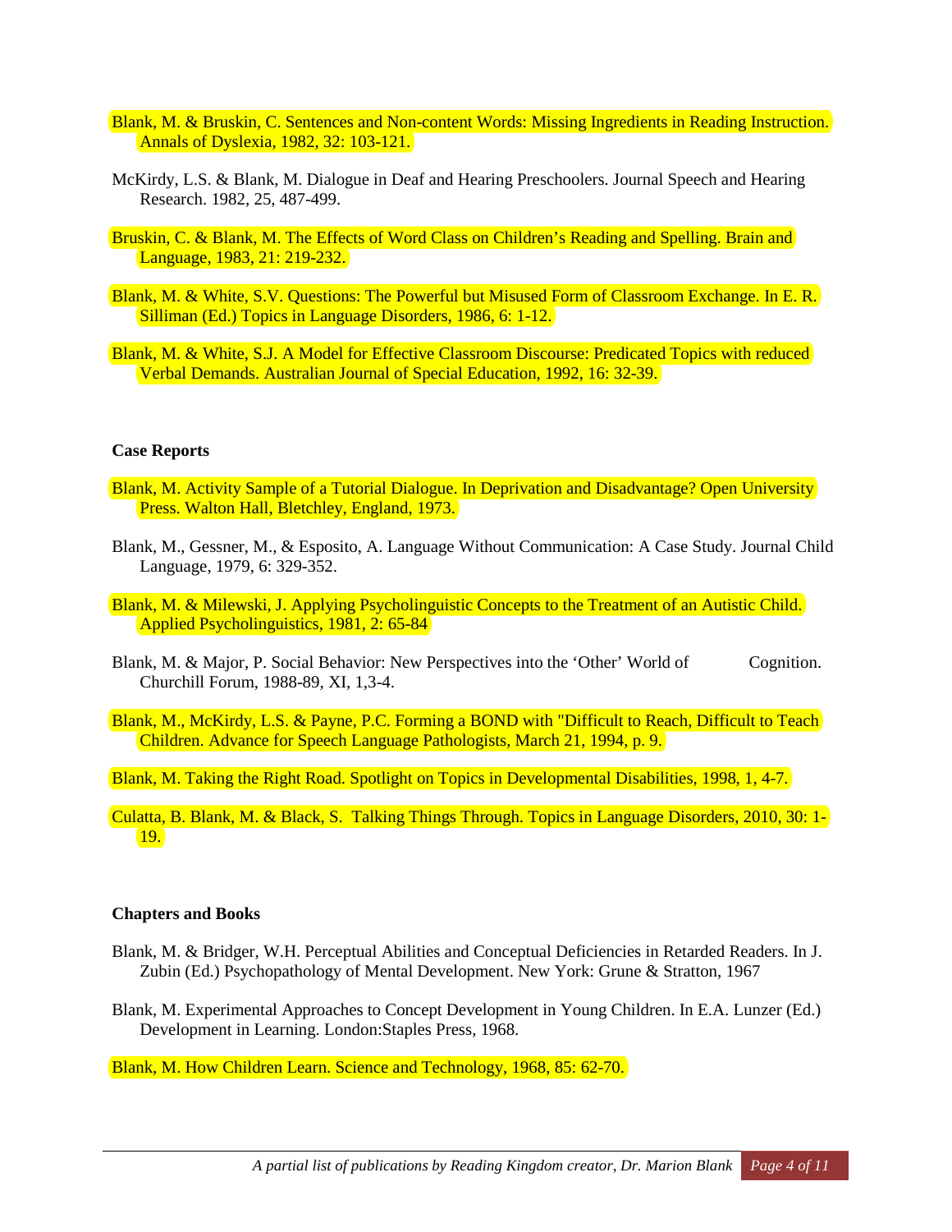Blank, M. & Bruskin, C. Sentences and Non-content Words: Missing Ingredients in Reading Instruction. Annals of Dyslexia, 1982, 32: 103-121.

McKirdy, L.S. & Blank, M. Dialogue in Deaf and Hearing Preschoolers. Journal Speech and Hearing Research. 1982, 25, 487-499.

Bruskin, C. & Blank, M. The Effects of Word Class on Children's Reading and Spelling. Brain and Language, 1983, 21: 219-232.

Blank, M. & White, S.V. Questions: The Powerful but Misused Form of Classroom Exchange. In E. R. Silliman (Ed.) Topics in Language Disorders, 1986, 6: 1-12.

Blank, M. & White, S.J. A Model for Effective Classroom Discourse: Predicated Topics with reduced Verbal Demands. Australian Journal of Special Education, 1992, 16: 32-39.

**Case Reports**

Blank, M. Activity Sample of a Tutorial Dialogue. In Deprivation and Disadvantage? Open University Press. Walton Hall, Bletchley, England, 1973.

Blank, M., Gessner, M., & Esposito, A. Language Without Communication: A Case Study. Journal Child Language, 1979, 6: 329-352.

Blank, M. & Milewski, J. Applying Psycholinguistic Concepts to the Treatment of an Autistic Child. Applied Psycholinguistics, 1981, 2: 65-84

Blank, M. & Major, P. Social Behavior: New Perspectives into the 'Other' World of Cognition. Churchill Forum, 1988-89, XI, 1,3-4.

Blank, M., McKirdy, L.S. & Payne, P.C. Forming a BOND with "Difficult to Reach, Difficult to Teach Children. Advance for Speech Language Pathologists, March 21, 1994, p. 9.

Blank, M. Taking the Right Road. Spotlight on Topics in Developmental Disabilities, 1998, 1, 4-7.

Culatta, B. Blank, M. & Black, S. Talking Things Through. Topics in Language Disorders, 2010, 30: 1-19.

**Chapters and Books**

Blank, M. & Bridger, W.H. Perceptual Abilities and Conceptual Deficiencies in Retarded Readers. In J. Zubin (Ed.) Psychopathology of Mental Development. New York: Grune & Stratton, 1967

Blank, M. Experimental Approaches to Concept Development in Young Children. In E.A. Lunzer (Ed.) Development in Learning. London:Staples Press, 1968.

Blank, M. How Children Learn. Science and Technology, 1968, 85: 62-70.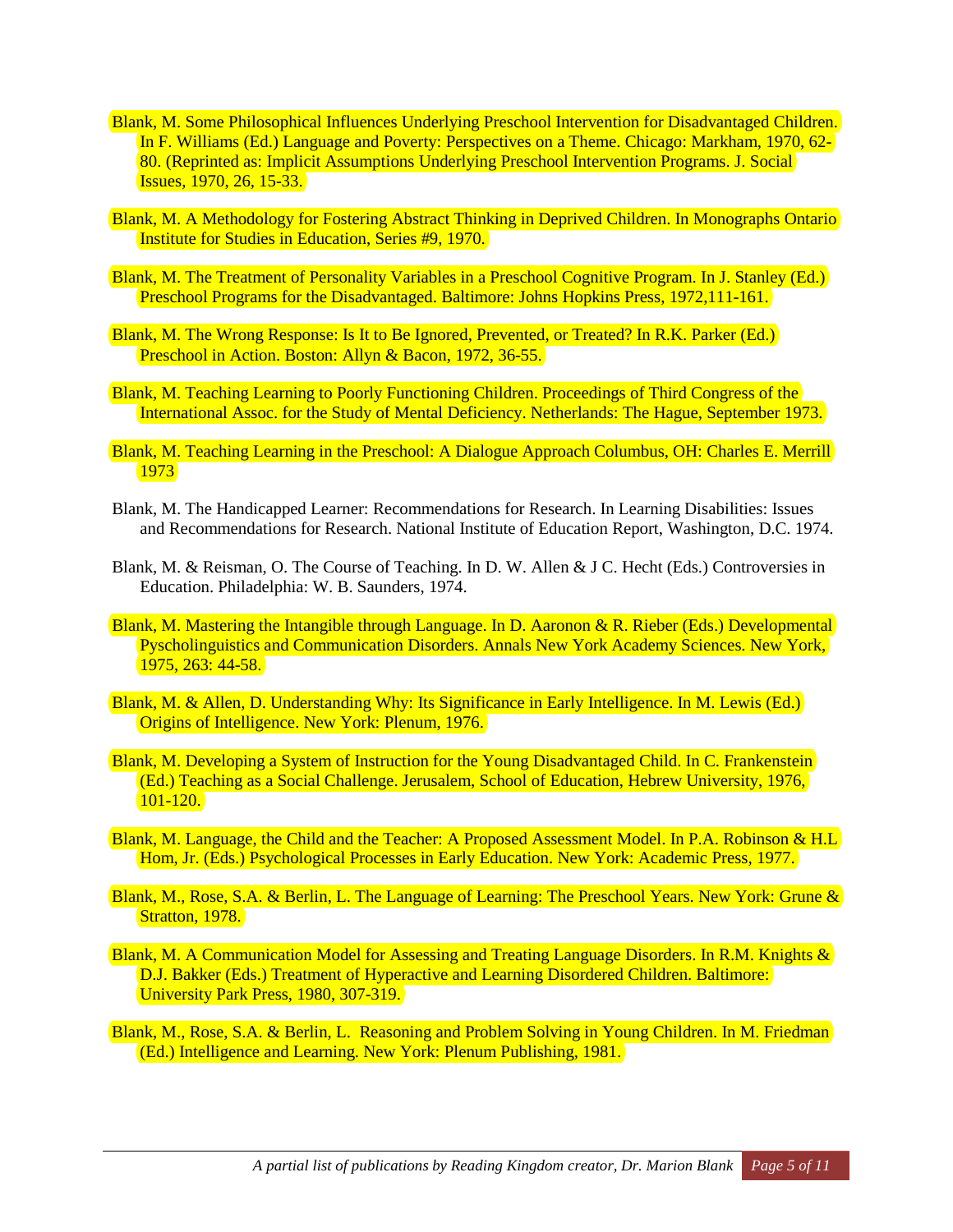Blank, M. Some Philosophical Influences Underlying Preschool Intervention for Disadvantaged Children. In F. Williams (Ed.) Language and Poverty: Perspectives on a Theme. Chicago: Markham, 1970, 62-80. (Reprinted as: Implicit Assumptions Underlying Preschool Intervention Programs. J. Social Issues, 1970, 26, 15-33.

Blank, M. A Methodology for Fostering Abstract Thinking in Deprived Children. In Monographs Ontario Institute for Studies in Education, Series #9, 1970.

Blank, M. The Treatment of Personality Variables in a Preschool Cognitive Program. In J. Stanley (Ed.) Preschool Programs for the Disadvantaged. Baltimore: Johns Hopkins Press, 1972,111-161.

Blank, M. The Wrong Response: Is It to Be Ignored, Prevented, or Treated? In R.K. Parker (Ed.) Preschool in Action. Boston: Allyn & Bacon, 1972, 36-55.

Blank, M. Teaching Learning to Poorly Functioning Children. Proceedings of Third Congress of the International Assoc. for the Study of Mental Deficiency. Netherlands: The Hague, September 1973.

Blank, M. Teaching Learning in the Preschool: A Dialogue Approach Columbus, OH: Charles E. Merrill 1973

Blank, M. The Handicapped Learner: Recommendations for Research. In Learning Disabilities: Issues and Recommendations for Research. National Institute of Education Report, Washington, D.C. 1974.

Blank, M. & Reisman, O. The Course of Teaching. In D. W. Allen & J C. Hecht (Eds.) Controversies in Education. Philadelphia: W. B. Saunders, 1974.

Blank, M. Mastering the Intangible through Language. In D. Aaronon & R. Rieber (Eds.) Developmental Pyscholinguistics and Communication Disorders. Annals New York Academy Sciences. New York, 1975, 263: 44-58.

Blank, M. & Allen, D. Understanding Why: Its Significance in Early Intelligence. In M. Lewis (Ed.) Origins of Intelligence. New York: Plenum, 1976.

Blank, M. Developing a System of Instruction for the Young Disadvantaged Child. In C. Frankenstein (Ed.) Teaching as a Social Challenge. Jerusalem, School of Education, Hebrew University, 1976, 101-120.

Blank, M. Language, the Child and the Teacher: A Proposed Assessment Model. In P.A. Robinson & H.L Hom, Jr. (Eds.) Psychological Processes in Early Education. New York: Academic Press, 1977.

Blank, M., Rose, S.A. & Berlin, L. The Language of Learning: The Preschool Years. New York: Grune & Stratton, 1978.

Blank, M. A Communication Model for Assessing and Treating Language Disorders. In R.M. Knights & D.J. Bakker (Eds.) Treatment of Hyperactive and Learning Disordered Children. Baltimore: University Park Press, 1980, 307-319.

Blank, M., Rose, S.A. & Berlin, L. Reasoning and Problem Solving in Young Children. In M. Friedman (Ed.) Intelligence and Learning. New York: Plenum Publishing, 1981.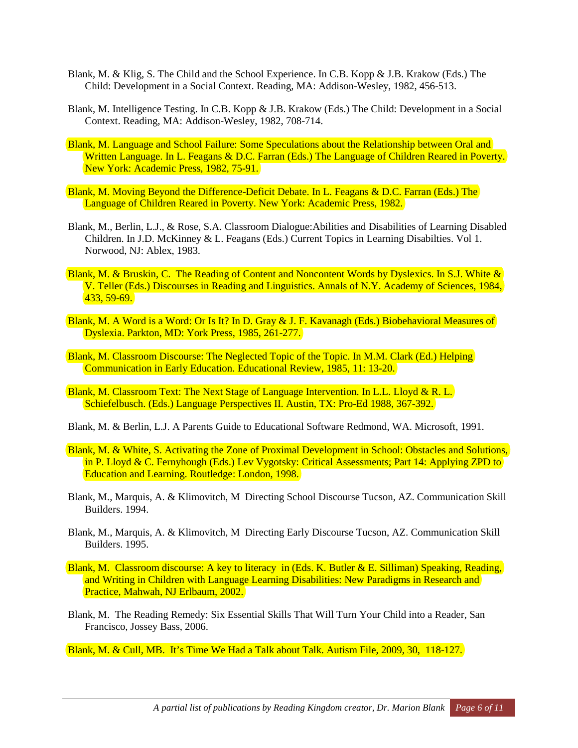Blank, M. & Klig, S. The Child and the School Experience. In C.B. Kopp & J.B. Krakow (Eds.) The Child: Development in a Social Context. Reading, MA: Addison-Wesley, 1982, 456-513.

Blank, M. Intelligence Testing. In C.B. Kopp & J.B. Krakow (Eds.) The Child: Development in a Social Context. Reading, MA: Addison-Wesley, 1982, 708-714.

Blank, M. Language and School Failure: Some Speculations about the Relationship between Oral and Written Language. In L. Feagans & D.C. Farran (Eds.) The Language of Children Reared in Poverty. New York: Academic Press, 1982, 75-91.

Blank, M. Moving Beyond the Difference-Deficit Debate. In L. Feagans & D.C. Farran (Eds.) The Language of Children Reared in Poverty. New York: Academic Press, 1982.

Blank, M., Berlin, L.J., & Rose, S.A. Classroom Dialogue:Abilities and Disabilities of Learning Disabled Children. In J.D. McKinney & L. Feagans (Eds.) Current Topics in Learning Disabilties. Vol 1. Norwood, NJ: Ablex, 1983.

Blank, M. & Bruskin, C. The Reading of Content and Noncontent Words by Dyslexics. In S.J. White & V. Teller (Eds.) Discourses in Reading and Linguistics. Annals of N.Y. Academy of Sciences, 1984, 433, 59-69.

Blank, M. A Word is a Word: Or Is It? In D. Gray & J. F. Kavanagh (Eds.) Biobehavioral Measures of Dyslexia. Parkton, MD: York Press, 1985, 261-277.

Blank, M. Classroom Discourse: The Neglected Topic of the Topic. In M.M. Clark (Ed.) Helping Communication in Early Education. Educational Review, 1985, 11: 13-20.

Blank, M. Classroom Text: The Next Stage of Language Intervention. In L.L. Lloyd & R. L. Schiefelbusch. (Eds.) Language Perspectives II. Austin, TX: Pro-Ed 1988, 367-392.

Blank, M. & Berlin, L.J. A Parents Guide to Educational Software Redmond, WA. Microsoft, 1991.

Blank, M. & White, S. Activating the Zone of Proximal Development in School: Obstacles and Solutions, in P. Lloyd & C. Fernyhough (Eds.) Lev Vygotsky: Critical Assessments; Part 14: Applying ZPD to Education and Learning. Routledge: London, 1998.

Blank, M., Marquis, A. & Klimovitch, M Directing School Discourse Tucson, AZ. Communication Skill Builders. 1994.

Blank, M., Marquis, A. & Klimovitch, M Directing Early Discourse Tucson, AZ. Communication Skill Builders. 1995.

Blank, M. Classroom discourse: A key to literacy in (Eds. K. Butler & E. Silliman) Speaking, Reading, and Writing in Children with Language Learning Disabilities: New Paradigms in Research and Practice, Mahwah, NJ Erlbaum, 2002.

Blank, M. The Reading Remedy: Six Essential Skills That Will Turn Your Child into a Reader, San Francisco, Jossey Bass, 2006.

Blank, M. & Cull, MB. It's Time We Had a Talk about Talk. Autism File, 2009, 30, 118-127.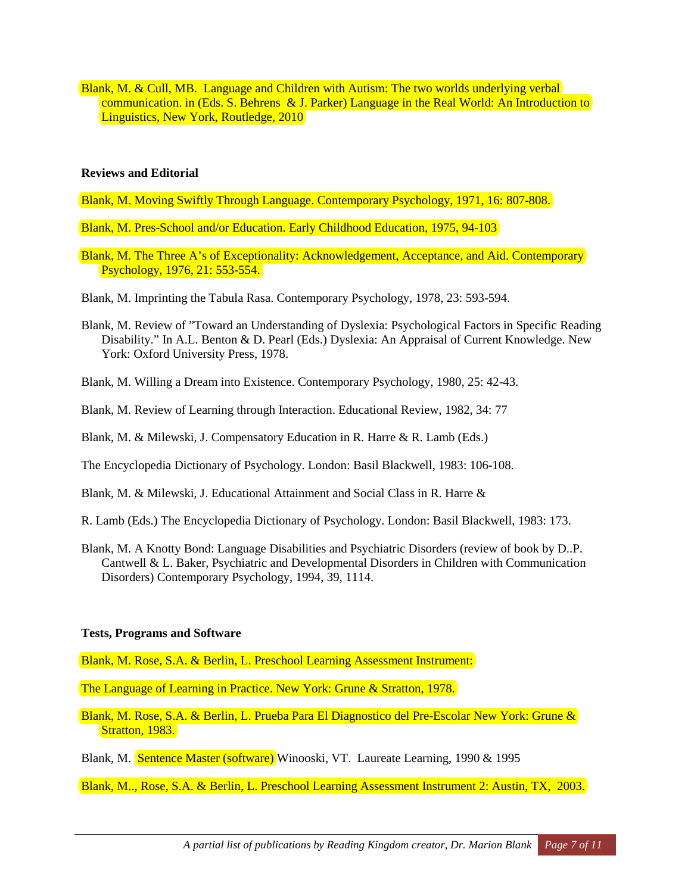Blank, M. & Cull, MB. Language and Children with Autism: The two worlds underlying verbal communication. in (Eds. S. Behrens & J. Parker) Language in the Real World: An Introduction to Linguistics, New York, Routledge, 2010

**Reviews and Editorial**

Blank, M. Moving Swiftly Through Language. Contemporary Psychology, 1971, 16: 807-808.

Blank, M. Pres-School and/or Education. Early Childhood Education, 1975, 94-103

Blank, M. The Three A's of Exceptionality: Acknowledgement, Acceptance, and Aid. Contemporary Psychology, 1976, 21: 553-554.

Blank, M. Imprinting the Tabula Rasa. Contemporary Psychology, 1978, 23: 593-594.

Blank, M. Review of "Toward an Understanding of Dyslexia: Psychological Factors in Specific Reading Disability." In A.L. Benton & D. Pearl (Eds.) Dyslexia: An Appraisal of Current Knowledge. New York: Oxford University Press, 1978.

Blank, M. Willing a Dream into Existence. Contemporary Psychology, 1980, 25: 42-43.

Blank, M. Review of Learning through Interaction. Educational Review, 1982, 34: 77

Blank, M. & Milewski, J. Compensatory Education in R. Harre & R. Lamb (Eds.)

The Encyclopedia Dictionary of Psychology. London: Basil Blackwell, 1983: 106-108.

Blank, M. & Milewski, J. Educational Attainment and Social Class in R. Harre &

R. Lamb (Eds.) The Encyclopedia Dictionary of Psychology. London: Basil Blackwell, 1983: 173.

Blank, M. A Knotty Bond: Language Disabilities and Psychiatric Disorders (review of book by D..P. Cantwell & L. Baker, Psychiatric and Developmental Disorders in Children with Communication Disorders) Contemporary Psychology, 1994, 39, 1114.

**Tests, Programs and Software**

Blank, M. Rose, S.A. & Berlin, L. Preschool Learning Assessment Instrument:

The Language of Learning in Practice. New York: Grune & Stratton, 1978.

Blank, M. Rose, S.A. & Berlin, L. Prueba Para El Diagnostico del Pre-Escolar New York: Grune & Stratton, 1983.

Blank, M. Sentence Master (software) Winooski, VT. Laureate Learning, 1990 & 1995

Blank, M.., Rose, S.A. & Berlin, L. Preschool Learning Assessment Instrument 2: Austin, TX, 2003.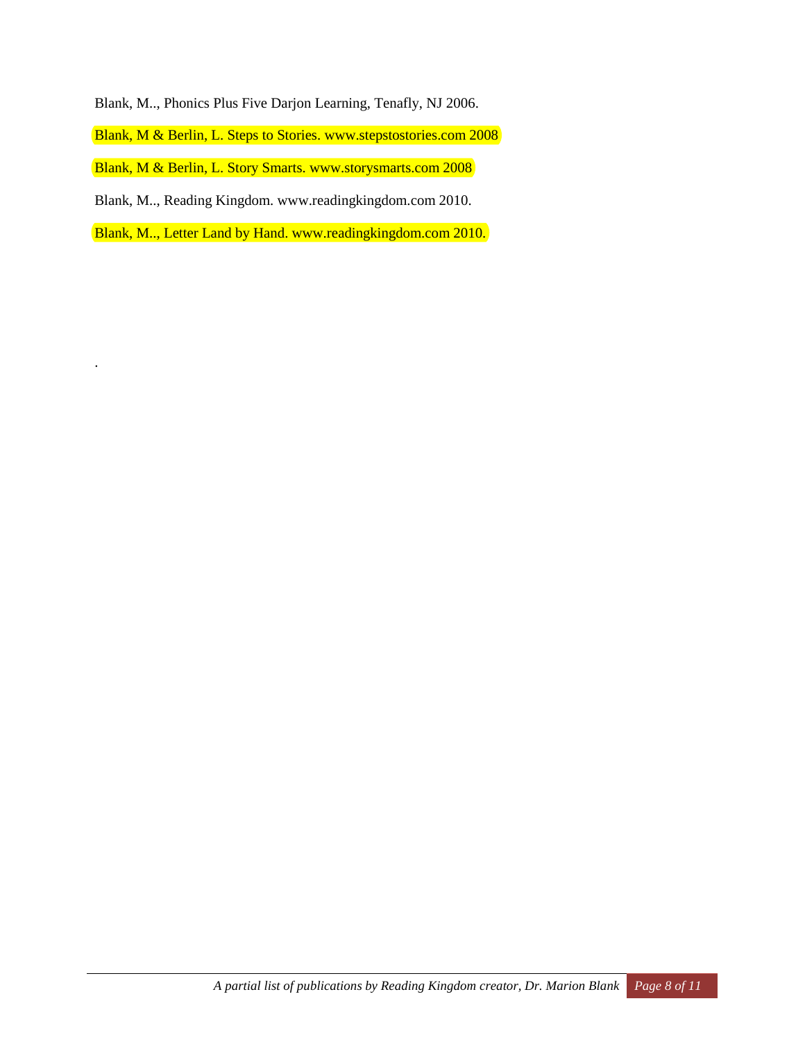Blank, M.., Phonics Plus Five Darjon Learning, Tenafly, NJ 2006.

Blank, M & Berlin, L. Steps to Stories. www.stepstostories.com 2008

Blank, M & Berlin, L. Story Smarts. www.storysmarts.com 2008

Blank, M.., Reading Kingdom. www.readingkingdom.com 2010.

Blank, M.., Letter Land by Hand. www.readingkingdom.com 2010.

.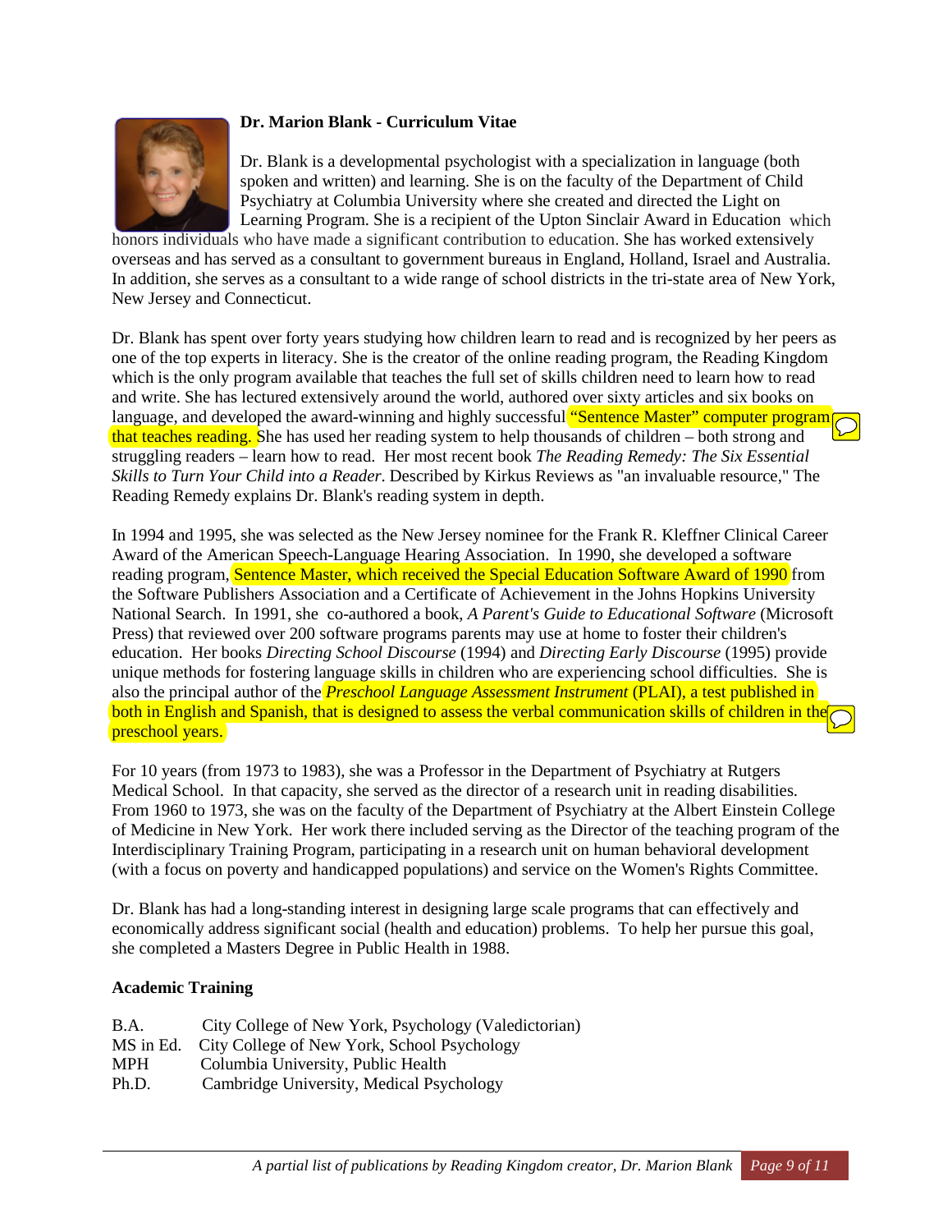**Dr. Marion Blank - Curriculum Vitae**

Dr. Blank is a developmental psychologist with a specialization in language (both spoken and written) and learning. She is on the faculty of the Department of Child Psychiatry at Columbia University where she created and directed the Light on Learning Program. She is a recipient of the Upton Sinclair Award in Education which honors individuals who have made a significant contribution to education. She has worked extensively overseas and has served as a consultant to government bureaus in England, Holland, Israel and Australia. In addition, she serves as a consultant to a wide range of school districts in the tri-state area of New York, New Jersey and Connecticut.

Dr. Blank has spent over forty years studying how children learn to read and is recognized by her peers as one of the top experts in literacy. She is the creator of the online reading program, the Reading Kingdom which is the only program available that teaches the full set of skills children need to learn how to read and write. She has lectured extensively around the world, authored over sixty articles and six books on language, and developed the award-winning and highly successful "Sentence Master" computer program that teaches reading. She has used her reading system to help thousands of children – both strong and struggling readers – learn how to read. Her most recent book *The Reading Remedy: The Six Essential Skills to Turn Your Child into a Reader*. Described by Kirkus Reviews as "an invaluable resource," The Reading Remedy explains Dr. Blank's reading system in depth.

In 1994 and 1995, she was selected as the New Jersey nominee for the Frank R. Kleffner Clinical Career Award of the American Speech-Language Hearing Association. In 1990, she developed a software reading program, Sentence Master, which received the Special Education Software Award of 1990 from the Software Publishers Association and a Certificate of Achievement in the Johns Hopkins University National Search. In 1991, she co-authored a book, *A Parent's Guide to Educational Software* (Microsoft Press) that reviewed over 200 software programs parents may use at home to foster their children's education. Her books *Directing School Discourse* (1994) and *Directing Early Discourse* (1995) provide unique methods for fostering language skills in children who are experiencing school difficulties. She is also the principal author of the *Preschool Language Assessment Instrument* (PLAI), a test published in both in English and Spanish, that is designed to assess the verbal communication skills of children in the preschool years.

For 10 years (from 1973 to 1983), she was a Professor in the Department of Psychiatry at Rutgers Medical School. In that capacity, she served as the director of a research unit in reading disabilities. From 1960 to 1973, she was on the faculty of the Department of Psychiatry at the Albert Einstein College of Medicine in New York. Her work there included serving as the Director of the teaching program of the Interdisciplinary Training Program, participating in a research unit on human behavioral development (with a focus on poverty and handicapped populations) and service on the Women's Rights Committee.

Dr. Blank has had a long-standing interest in designing large scale programs that can effectively and economically address significant social (health and education) problems. To help her pursue this goal, she completed a Masters Degree in Public Health in 1988.

**Academic Training**

| | |
|---|---|
| B.A. | City College of New York, Psychology (Valedictorian) |
| MS in Ed. | City College of New York, School Psychology |
| MPH | Columbia University, Public Health |
| Ph.D. | Cambridge University, Medical Psychology |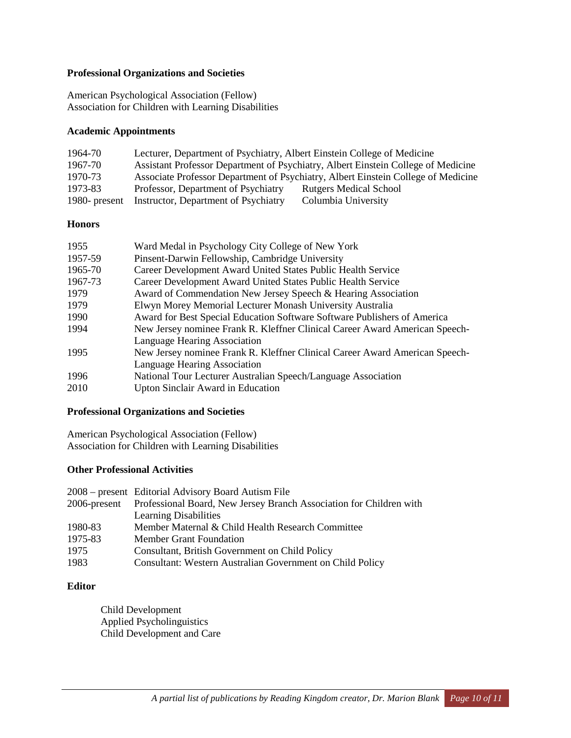**Professional Organizations and Societies**

American Psychological Association (Fellow)
Association for Children with Learning Disabilities

**Academic Appointments**

| | | |
|---|---|---|
| 1964-70 | Lecturer, Department of Psychiatry, Albert Einstein College of Medicine | |
| 1967-70 | Assistant Professor Department of Psychiatry, Albert Einstein College of Medicine | |
| 1970-73 | Associate Professor Department of Psychiatry, Albert Einstein College of Medicine | |
| 1973-83 | Professor, Department of Psychiatry | Rutgers Medical School |
| 1980- present | Instructor, Department of Psychiatry | Columbia University |

**Honors**

| | |
|---|---|
| 1955 | Ward Medal in Psychology City College of New York |
| 1957-59 | Pinsent-Darwin Fellowship, Cambridge University |
| 1965-70 | Career Development Award United States Public Health Service |
| 1967-73 | Career Development Award United States Public Health Service |
| 1979 | Award of Commendation New Jersey Speech & Hearing Association |
| 1979 | Elwyn Morey Memorial Lecturer Monash University Australia |
| 1990 | Award for Best Special Education Software Software Publishers of America |
| 1994 | New Jersey nominee Frank R. Kleffner Clinical Career Award American Speech-Language Hearing Association |
| 1995 | New Jersey nominee Frank R. Kleffner Clinical Career Award American Speech-Language Hearing Association |
| 1996 | National Tour Lecturer Australian Speech/Language Association |
| 2010 | Upton Sinclair Award in Education |

**Professional Organizations and Societies**

American Psychological Association (Fellow)
Association for Children with Learning Disabilities

**Other Professional Activities**

| | |
|---|---|
| 2008 – present | Editorial Advisory Board Autism File |
| 2006-present | Professional Board, New Jersey Branch Association for Children with Learning Disabilities |
| 1980-83 | Member Maternal & Child Health Research Committee |
| 1975-83 | Member Grant Foundation |
| 1975 | Consultant, British Government on Child Policy |
| 1983 | Consultant: Western Australian Government on Child Policy |

**Editor**

Child Development
Applied Psycholinguistics
Child Development and Care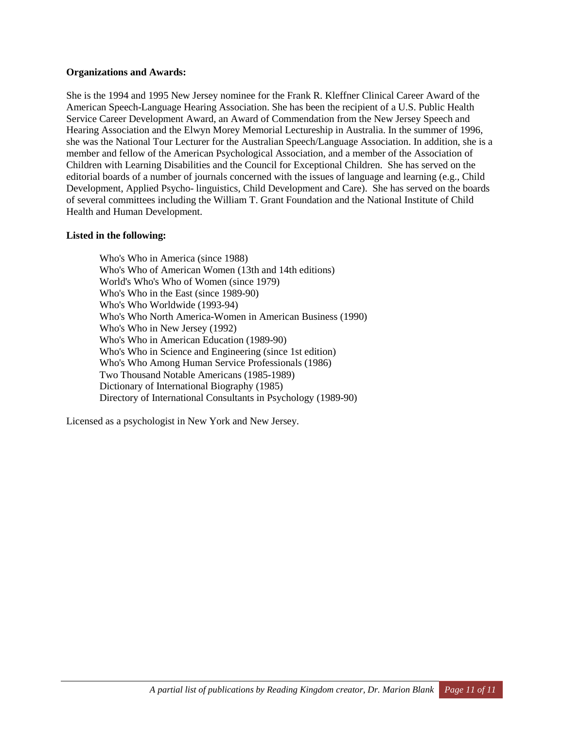**Organizations and Awards:**

She is the 1994 and 1995 New Jersey nominee for the Frank R. Kleffner Clinical Career Award of the American Speech-Language Hearing Association. She has been the recipient of a U.S. Public Health Service Career Development Award, an Award of Commendation from the New Jersey Speech and Hearing Association and the Elwyn Morey Memorial Lectureship in Australia. In the summer of 1996, she was the National Tour Lecturer for the Australian Speech/Language Association. In addition, she is a member and fellow of the American Psychological Association, and a member of the Association of Children with Learning Disabilities and the Council for Exceptional Children. She has served on the editorial boards of a number of journals concerned with the issues of language and learning (e.g., Child Development, Applied Psycho- linguistics, Child Development and Care). She has served on the boards of several committees including the William T. Grant Foundation and the National Institute of Child Health and Human Development.

**Listed in the following:**

Who's Who in America (since 1988)
Who's Who of American Women (13th and 14th editions)
World's Who's Who of Women (since 1979)
Who's Who in the East (since 1989-90)
Who's Who Worldwide (1993-94)
Who's Who North America-Women in American Business (1990)
Who's Who in New Jersey (1992)
Who's Who in American Education (1989-90)
Who's Who in Science and Engineering (since 1st edition)
Who's Who Among Human Service Professionals (1986)
Two Thousand Notable Americans (1985-1989)
Dictionary of International Biography (1985)
Directory of International Consultants in Psychology (1989-90)

Licensed as a psychologist in New York and New Jersey.